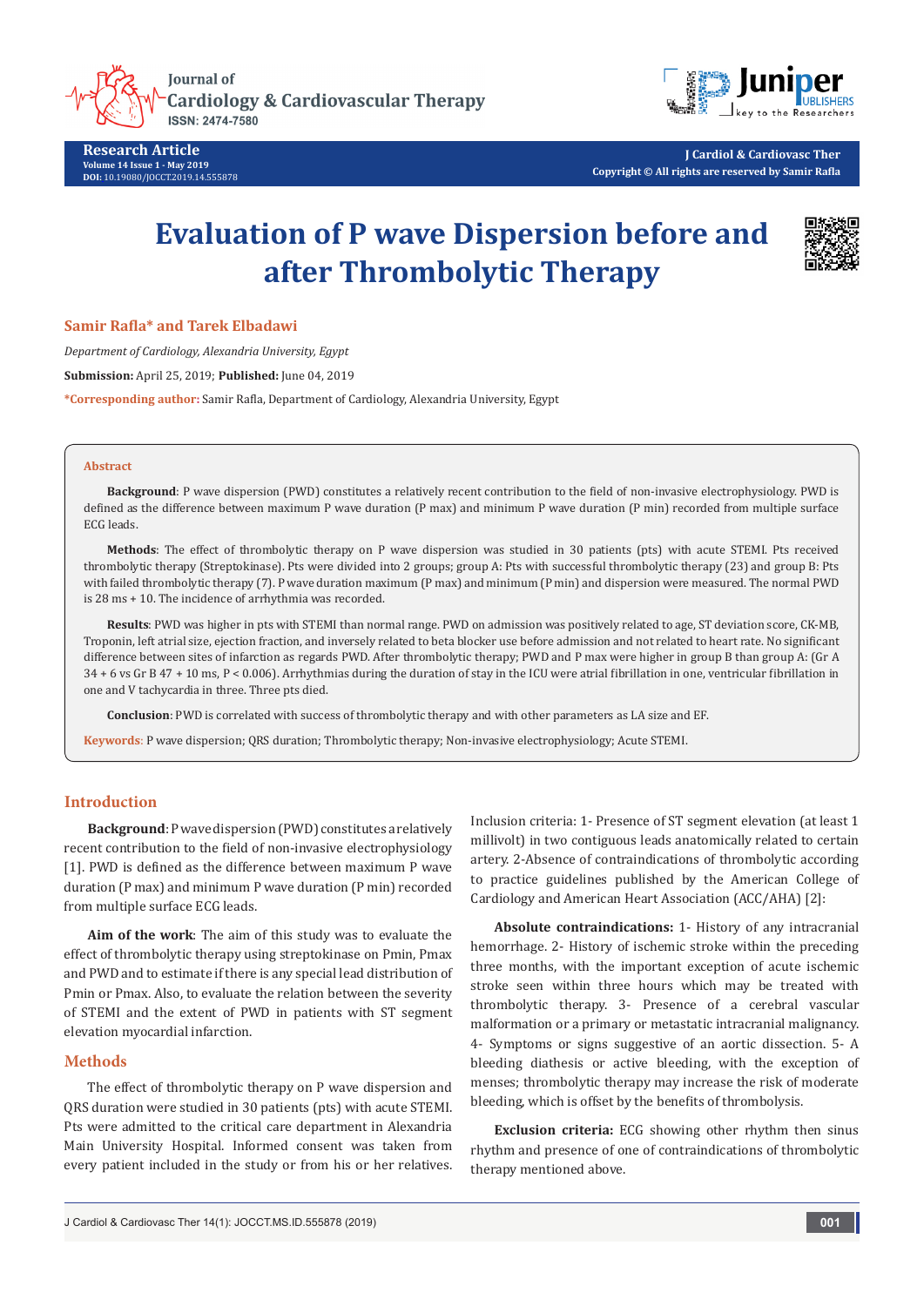Research Article

Volume 14 Issue 1 - May 2019

DOI: 10.19080/JOCCT.2019.14.555878

J Cardiol & Cardiovasc Ther

Copyright © All rights are reserved by Samir Rafla

# Evaluation of P wave Dispersion before and after Thrombolytic Therapy

**Samir Rafla\* and Tarek Elbadawi**

*Department of Cardiology, Alexandria University, Egypt*

**Submission:** April 25, 2019; **Published:** June 04, 2019

**\*Corresponding author:** Samir Rafla, Department of Cardiology, Alexandria University, Egypt

## Abstract

**Background**: P wave dispersion (PWD) constitutes a relatively recent contribution to the field of non-invasive electrophysiology. PWD is defined as the difference between maximum P wave duration (P max) and minimum P wave duration (P min) recorded from multiple surface ECG leads.

**Methods**: The effect of thrombolytic therapy on P wave dispersion was studied in 30 patients (pts) with acute STEMI. Pts received thrombolytic therapy (Streptokinase). Pts were divided into 2 groups; group A: Pts with successful thrombolytic therapy (23) and group B: Pts with failed thrombolytic therapy (7). P wave duration maximum (P max) and minimum (P min) and dispersion were measured. The normal PWD is 28 ms + 10. The incidence of arrhythmia was recorded.

**Results**: PWD was higher in pts with STEMI than normal range. PWD on admission was positively related to age, ST deviation score, CK-MB, Troponin, left atrial size, ejection fraction, and inversely related to beta blocker use before admission and not related to heart rate. No significant difference between sites of infarction as regards PWD. After thrombolytic therapy; PWD and P max were higher in group B than group A: (Gr A 34 + 6 vs Gr B 47 + 10 ms, P < 0.006). Arrhythmias during the duration of stay in the ICU were atrial fibrillation in one, ventricular fibrillation in one and V tachycardia in three. Three pts died.

**Conclusion**: PWD is correlated with success of thrombolytic therapy and with other parameters as LA size and EF.

**Keywords**: P wave dispersion; QRS duration; Thrombolytic therapy; Non-invasive electrophysiology; Acute STEMI.

## Introduction

**Background**: P wave dispersion (PWD) constitutes a relatively recent contribution to the field of non-invasive electrophysiology [1]. PWD is defined as the difference between maximum P wave duration (P max) and minimum P wave duration (P min) recorded from multiple surface ECG leads.

**Aim of the work**: The aim of this study was to evaluate the effect of thrombolytic therapy using streptokinase on Pmin, Pmax and PWD and to estimate if there is any special lead distribution of Pmin or Pmax. Also, to evaluate the relation between the severity of STEMI and the extent of PWD in patients with ST segment elevation myocardial infarction.

## Methods

The effect of thrombolytic therapy on P wave dispersion and QRS duration were studied in 30 patients (pts) with acute STEMI. Pts were admitted to the critical care department in Alexandria Main University Hospital. Informed consent was taken from every patient included in the study or from his or her relatives.

Inclusion criteria: 1- Presence of ST segment elevation (at least 1 millivolt) in two contiguous leads anatomically related to certain artery. 2-Absence of contraindications of thrombolytic therapy according to practice guidelines published by the American College of Cardiology and American Heart Association (ACC/AHA) [2]:

**Absolute contraindications:** 1- History of any intracranial hemorrhage. 2- History of ischemic stroke within the preceding three months, with the important exception of acute ischemic stroke seen within three hours which may be treated with thrombolytic therapy. 3- Presence of a cerebral vascular malformation or a primary or metastatic intracranial malignancy. 4- Symptoms or signs suggestive of an aortic dissection. 5- A bleeding diathesis or active bleeding, with the exception of menses; thrombolytic therapy may increase the risk of moderate bleeding, which is offset by the benefits of thrombolysis.

**Exclusion criteria:** ECG showing other rhythm then sinus rhythm and presence of one of contraindications of thrombolytic therapy mentioned above.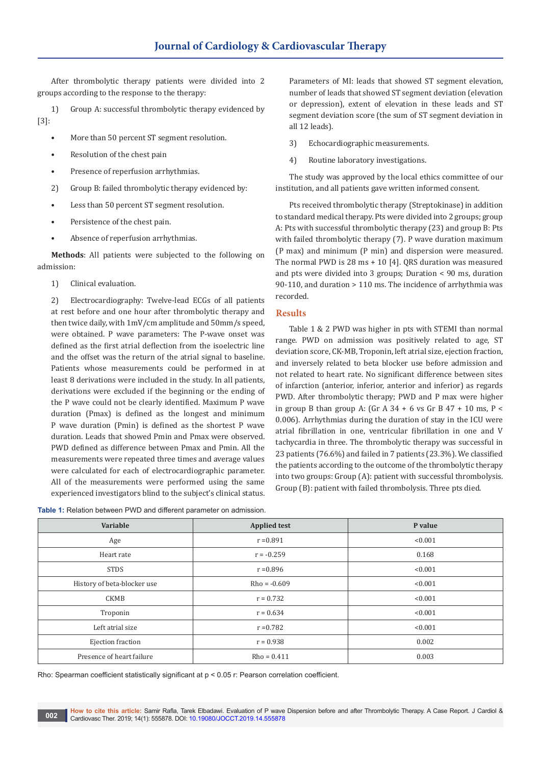After thrombolytic therapy patients were divided into 2 groups according to the response to the therapy:

1) Group A: successful thrombolytic therapy evidenced by [3]:

- More than 50 percent ST segment resolution.
- Resolution of the chest pain
- Presence of reperfusion arrhythmias.

2) Group B: failed thrombolytic therapy evidenced by:

- Less than 50 percent ST segment resolution.
- Persistence of the chest pain.
- Absence of reperfusion arrhythmias.

**Methods**: All patients were subjected to the following on admission:

1) Clinical evaluation.

2) Electrocardiography: Twelve-lead ECGs of all patients at rest before and one hour after thrombolytic therapy and then twice daily, with 1mV/cm amplitude and 50mm/s speed, were obtained. P wave parameters: The P-wave onset was defined as the first atrial deflection from the isoelectric line and the offset was the return of the atrial signal to baseline. Patients whose measurements could be performed in at least 8 derivations were included in the study. In all patients, derivations were excluded if the beginning or the ending of the P wave could not be clearly identified. Maximum P wave duration (Pmax) is defined as the longest and minimum P wave duration (Pmin) is defined as the shortest P wave duration. Leads that showed Pmin and Pmax were observed. PWD defined as difference between Pmax and Pmin. All the measurements were repeated three times and average values were calculated for each of electrocardiographic parameter. All of the measurements were performed using the same experienced investigators blind to the subject's clinical status. Parameters of MI: leads that showed ST segment elevation, number of leads that showed ST segment deviation (elevation or depression), extent of elevation in these leads and ST segment deviation score (the sum of ST segment deviation in all 12 leads).

3) Echocardiographic measurements.

4) Routine laboratory investigations.

The study was approved by the local ethics committee of our institution, and all patients gave written informed consent.

Pts received thrombolytic therapy (Streptokinase) in addition to standard medical therapy. Pts were divided into 2 groups; group A: Pts with successful thrombolytic therapy (23) and group B: Pts with failed thrombolytic therapy (7). P wave duration maximum (P max) and minimum (P min) and dispersion were measured. The normal PWD is 28 ms + 10 [4]. QRS duration was measured and pts were divided into 3 groups; Duration < 90 ms, duration 90-110, and duration > 110 ms. The incidence of arrhythmia was recorded.

## Results

Table 1 & 2 PWD was higher in pts with STEMI than normal range. PWD on admission was positively related to age, ST deviation score, CK-MB, Troponin, left atrial size, ejection fraction, and inversely related to beta blocker use before admission and not related to heart rate. No significant difference between sites of infarction (anterior, inferior, anterior and inferior) as regards PWD. After thrombolytic therapy; PWD and P max were higher in group B than group A: (Gr A 34 + 6 vs Gr B 47 + 10 ms, P < 0.006). Arrhythmias during the duration of stay in the ICU were atrial fibrillation in one, ventricular fibrillation in one and V tachycardia in three. The thrombolytic therapy was successful in 23 patients (76.6%) and failed in 7 patients (23.3%). We classified the patients according to the outcome of the thrombolytic therapy into two groups: Group (A): patient with successful thrombolysis. Group (B): patient with failed thrombolysis. Three pts died.

**Table 1:** Relation between PWD and different parameter on admission.

| Variable | Applied test | P value |
|---|---|---|
| Age | r =0.891 | <0.001 |
| Heart rate | r = -0.259 | 0.168 |
| STDS | r =0.896 | <0.001 |
| History of beta-blocker use | Rho = -0.609 | <0.001 |
| CKMB | r = 0.732 | <0.001 |
| Troponin | r = 0.634 | <0.001 |
| Left atrial size | r =0.782 | <0.001 |
| Ejection fraction | r = 0.938 | 0.002 |
| Presence of heart failure | Rho = 0.411 | 0.003 |

Rho: Spearman coefficient statistically significant at $p < 0.05$ r: Pearson correlation coefficient.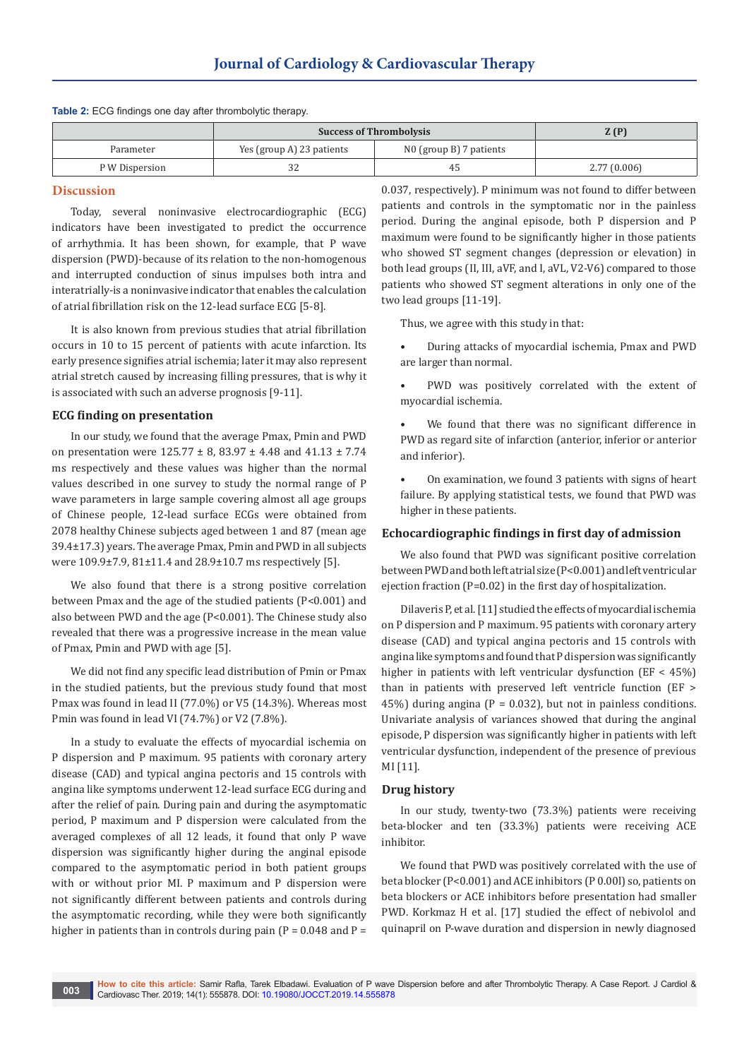**Table 2:** ECG findings one day after thrombolytic therapy.

| | Success of Thrombolysis | | Z (P) |
|---|---|---|---|
| Parameter | Yes (group A) 23 patients | N0 (group B) 7 patients | |
| P W Dispersion | 32 | 45 | 2.77 (0.006) |

## Discussion

Today, several noninvasive electrocardiographic (ECG) indicators have been investigated to predict the occurrence of arrhythmia. It has been shown, for example, that P wave dispersion (PWD)-because of its relation to the non-homogenous and interrupted conduction of sinus impulses both intra and interatrially-is a noninvasive indicator that enables the calculation of atrial fibrillation risk on the 12-lead surface ECG [5-8].

It is also known from previous studies that atrial fibrillation occurs in 10 to 15 percent of patients with acute infarction. Its early presence signifies atrial ischemia; later it may also represent atrial stretch caused by increasing filling pressures, that is why it is associated with such an adverse prognosis [9-11].

### ECG finding on presentation

In our study, we found that the average Pmax, Pmin and PWD on presentation were 125.77 ± 8, 83.97 ± 4.48 and 41.13 ± 7.74 ms respectively and these values was higher than the normal values described in one survey to study the normal range of P wave parameters in large sample covering almost all age groups of Chinese people, 12-lead surface ECGs were obtained from 2078 healthy Chinese subjects aged between 1 and 87 (mean age 39.4±17.3) years. The average Pmax, Pmin and PWD in all subjects were 109.9±7.9, 81±11.4 and 28.9±10.7 ms respectively [5].

We also found that there is a strong positive correlation between Pmax and the age of the studied patients (P<0.001) and also between PWD and the age (P<0.001). The Chinese study also revealed that there was a progressive increase in the mean value of Pmax, Pmin and PWD with age [5].

We did not find any specific lead distribution of Pmin or Pmax in the studied patients, but the previous study found that most Pmax was found in lead II (77.0%) or V5 (14.3%). Whereas most Pmin was found in lead VI (74.7%) or V2 (7.8%).

In a study to evaluate the effects of myocardial ischemia on P dispersion and P maximum. 95 patients with coronary artery disease (CAD) and typical angina pectoris and 15 controls with angina like symptoms underwent 12-lead surface ECG during and after the relief of pain. During pain and during the asymptomatic period, P maximum and P dispersion were calculated from the averaged complexes of all 12 leads, it found that only P wave dispersion was significantly higher during the anginal episode compared to the asymptomatic period in both patient groups with or without prior MI. P maximum and P dispersion were not significantly different between patients and controls during the asymptomatic recording, while they were both significantly higher in patients than in controls during pain (P = 0.048 and P = 0.037, respectively). P minimum was not found to differ between patients and controls in the symptomatic nor in the painless period. During the anginal episode, both P dispersion and P maximum were found to be significantly higher in those patients who showed ST segment changes (depression or elevation) in both lead groups (II, III, aVF, and I, aVL, V2-V6) compared to those patients who showed ST segment alterations in only one of the two lead groups [11-19].

Thus, we agree with this study in that:

- During attacks of myocardial ischemia, Pmax and PWD are larger than normal.
- PWD was positively correlated with the extent of myocardial ischemia.
- We found that there was no significant difference in PWD as regard site of infarction (anterior, inferior or anterior and inferior).
- On examination, we found 3 patients with signs of heart failure. By applying statistical tests, we found that PWD was higher in these patients.

### Echocardiographic findings in first day of admission

We also found that PWD was significant positive correlation between PWD and both left atrial size (P<0.001) and left ventricular ejection fraction (P=0.02) in the first day of hospitalization.

Dilaveris P, et al. [11] studied the effects of myocardial ischemia on P dispersion and P maximum. 95 patients with coronary artery disease (CAD) and typical angina pectoris and 15 controls with angina like symptoms and found that P dispersion was significantly higher in patients with left ventricular dysfunction (EF < 45%) than in patients with preserved left ventricle function (EF > 45%) during angina (P = 0.032), but not in painless conditions. Univariate analysis of variances showed that during the anginal episode, P dispersion was significantly higher in patients with left ventricular dysfunction, independent of the presence of previous MI [11].

### Drug history

In our study, twenty-two (73.3%) patients were receiving beta-blocker and ten (33.3%) patients were receiving ACE inhibitor.

We found that PWD was positively correlated with the use of beta blocker (P<0.001) and ACE inhibitors (P 0.00l) so, patients on beta blockers or ACE inhibitors before presentation had smaller PWD. Korkmaz H et al. [17] studied the effect of nebivolol and quinapril on P-wave duration and dispersion in newly diagnosed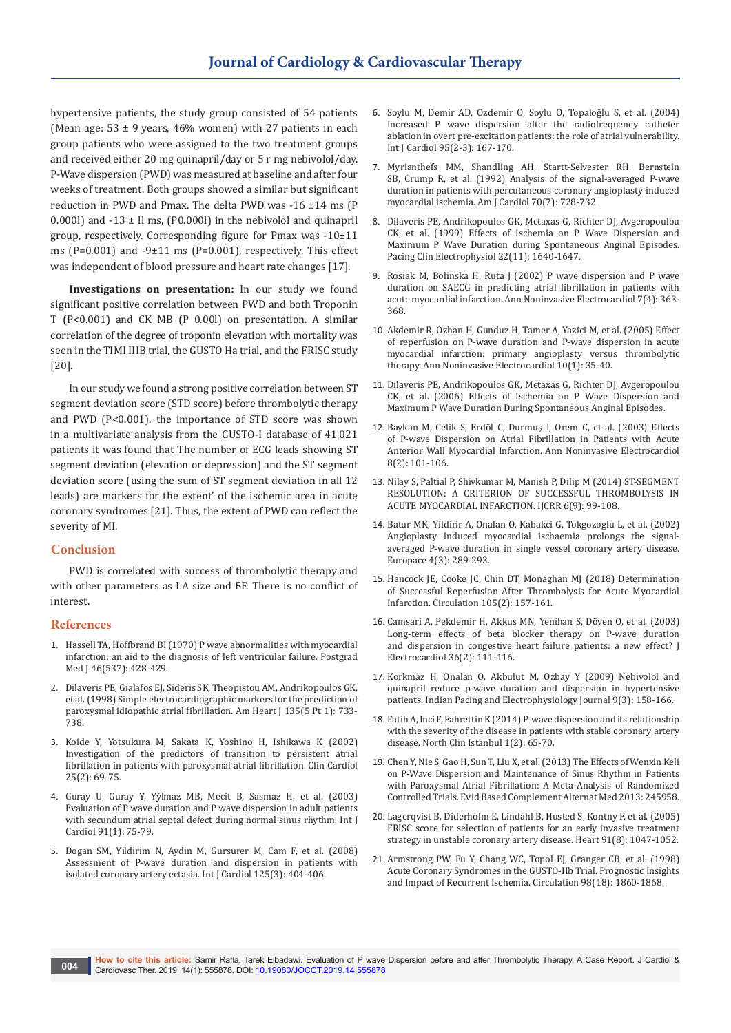hypertensive patients, the study group consisted of 54 patients (Mean age: 53 ± 9 years, 46% women) with 27 patients in each group patients who were assigned to the two treatment groups and received either 20 mg quinapril/day or 5 r mg nebivolol/day. P-Wave dispersion (PWD) was measured at baseline and after four weeks of treatment. Both groups showed a similar but significant reduction in PWD and Pmax. The delta PWD was -16 ±14 ms (P 0.000l) and -13 ± ll ms, (P0.000l) in the nebivolol and quinapril group, respectively. Corresponding figure for Pmax was -10±11 ms (P=0.001) and -9±11 ms (P=0.001), respectively. This effect was independent of blood pressure and heart rate changes [17].

**Investigations on presentation:** In our study we found significant positive correlation between PWD and both Troponin T (P<0.001) and CK MB (P 0.00l) on presentation. A similar correlation of the degree of troponin elevation with mortality was seen in the TIMI IIIB trial, the GUSTO Ha trial, and the FRISC study [20].

In our study we found a strong positive correlation between ST segment deviation score (STD score) before thrombolytic therapy and PWD (P<0.001). the importance of STD score was shown in a multivariate analysis from the GUSTO-I database of 41,021 patients it was found that The number of ECG leads showing ST segment deviation (elevation or depression) and the ST segment deviation score (using the sum of ST segment deviation in all 12 leads) are markers for the extent' of the ischemic area in acute coronary syndromes [21]. Thus, the extent of PWD can reflect the severity of MI.

## Conclusion

PWD is correlated with success of thrombolytic therapy and with other parameters as LA size and EF. There is no conflict of interest.

## References

1. Hassell TA, Hoffbrand BI (1970) P wave abnormalities with myocardial infarction: an aid to the diagnosis of left ventricular failure. Postgrad Med J 46(537): 428-429.
2. Dilaveris PE, Gialafos EJ, Sideris SK, Theopistou AM, Andrikopoulos GK, et al. (1998) Simple electrocardiographic markers for the prediction of paroxysmal idiopathic atrial fibrillation. Am Heart J 135(5 Pt 1): 733-738.
3. Koide Y, Yotsukura M, Sakata K, Yoshino H, Ishikawa K (2002) Investigation of the predictors of transition to persistent atrial fibrillation in patients with paroxysmal atrial fibrillation. Clin Cardiol 25(2): 69-75.
4. Guray U, Guray Y, Yýlmaz MB, Mecit B, Sasmaz H, et al. (2003) Evaluation of P wave duration and P wave dispersion in adult patients with secundum atrial septal defect during normal sinus rhythm. Int J Cardiol 91(1): 75-79.
5. Dogan SM, Yildirim N, Aydin M, Gursurer M, Cam F, et al. (2008) Assessment of P-wave duration and dispersion in patients with isolated coronary artery ectasia. Int J Cardiol 125(3): 404-406.
6. Soylu M, Demir AD, Ozdemir O, Soylu O, Topaloğlu S, et al. (2004) Increased P wave dispersion after the radiofrequency catheter ablation in overt pre-excitation patients: the role of atrial vulnerability. Int J Cardiol 95(2-3): 167-170.
7. Myrianthefs MM, Shandling AH, Startt-Selvester RH, Bernstein SB, Crump R, et al. (1992) Analysis of the signal-averaged P-wave duration in patients with percutaneous coronary angioplasty-induced myocardial ischemia. Am J Cardiol 70(7): 728-732.
8. Dilaveris PE, Andrikopoulos GK, Metaxas G, Richter DJ, Avgeropoulou CK, et al. (1999) Effects of Ischemia on P Wave Dispersion and Maximum P Wave Duration during Spontaneous Anginal Episodes. Pacing Clin Electrophysiol 22(11): 1640-1647.
9. Rosiak M, Bolinska H, Ruta J (2002) P wave dispersion and P wave duration on SAECG in predicting atrial fibrillation in patients with acute myocardial infarction. Ann Noninvasive Electrocardiol 7(4): 363-368.
10. Akdemir R, Ozhan H, Gunduz H, Tamer A, Yazici M, et al. (2005) Effect of reperfusion on P-wave duration and P-wave dispersion in acute myocardial infarction: primary angioplasty versus thrombolytic therapy. Ann Noninvasive Electrocardiol 10(1): 35-40.
11. Dilaveris PE, Andrikopoulos GK, Metaxas G, Richter DJ, Avgeropoulou CK, et al. (2006) Effects of Ischemia on P Wave Dispersion and Maximum P Wave Duration During Spontaneous Anginal Episodes.
12. Baykan M, Celik S, Erdöl C, Durmuş I, Orem C, et al. (2003) Effects of P-wave Dispersion on Atrial Fibrillation in Patients with Acute Anterior Wall Myocardial Infarction. Ann Noninvasive Electrocardiol 8(2): 101-106.
13. Nilay S, Paltial P, Shivkumar M, Manish P, Dilip M (2014) ST-SEGMENT RESOLUTION: A CRITERION OF SUCCESSFUL THROMBOLYSIS IN ACUTE MYOCARDIAL INFARCTION. IJCRR 6(9): 99-108.
14. Batur MK, Yildirir A, Onalan O, Kabakci G, Tokgozoglu L, et al. (2002) Angioplasty induced myocardial ischaemia prolongs the signal-averaged P-wave duration in single vessel coronary artery disease. Europace 4(3): 289-293.
15. Hancock JE, Cooke JC, Chin DT, Monaghan MJ (2018) Determination of Successful Reperfusion After Thrombolysis for Acute Myocardial Infarction. Circulation 105(2): 157-161.
16. Camsari A, Pekdemir H, Akkus MN, Yenihan S, Döven O, et al. (2003) Long-term effects of beta blocker therapy on P-wave duration and dispersion in congestive heart failure patients: a new effect? J Electrocardiol 36(2): 111-116.
17. Korkmaz H, Onalan O, Akbulut M, Ozbay Y (2009) Nebivolol and quinapril reduce p-wave duration and dispersion in hypertensive patients. Indian Pacing and Electrophysiology Journal 9(3): 158-166.
18. Fatih A, Inci F, Fahrettin K (2014) P-wave dispersion and its relationship with the severity of the disease in patients with stable coronary artery disease. North Clin Istanbul 1(2): 65-70.
19. Chen Y, Nie S, Gao H, Sun T, Liu X, et al. (2013) The Effects of Wenxin Keli on P-Wave Dispersion and Maintenance of Sinus Rhythm in Patients with Paroxysmal Atrial Fibrillation: A Meta-Analysis of Randomized Controlled Trials. Evid Based Complement Alternat Med 2013: 245958.
20. Lagerqvist B, Diderholm E, Lindahl B, Husted S, Kontny F, et al. (2005) FRISC score for selection of patients for an early invasive treatment strategy in unstable coronary artery disease. Heart 91(8): 1047-1052.
21. Armstrong PW, Fu Y, Chang WC, Topol EJ, Granger CB, et al. (1998) Acute Coronary Syndromes in the GUSTO-IIb Trial. Prognostic Insights and Impact of Recurrent Ischemia. Circulation 98(18): 1860-1868.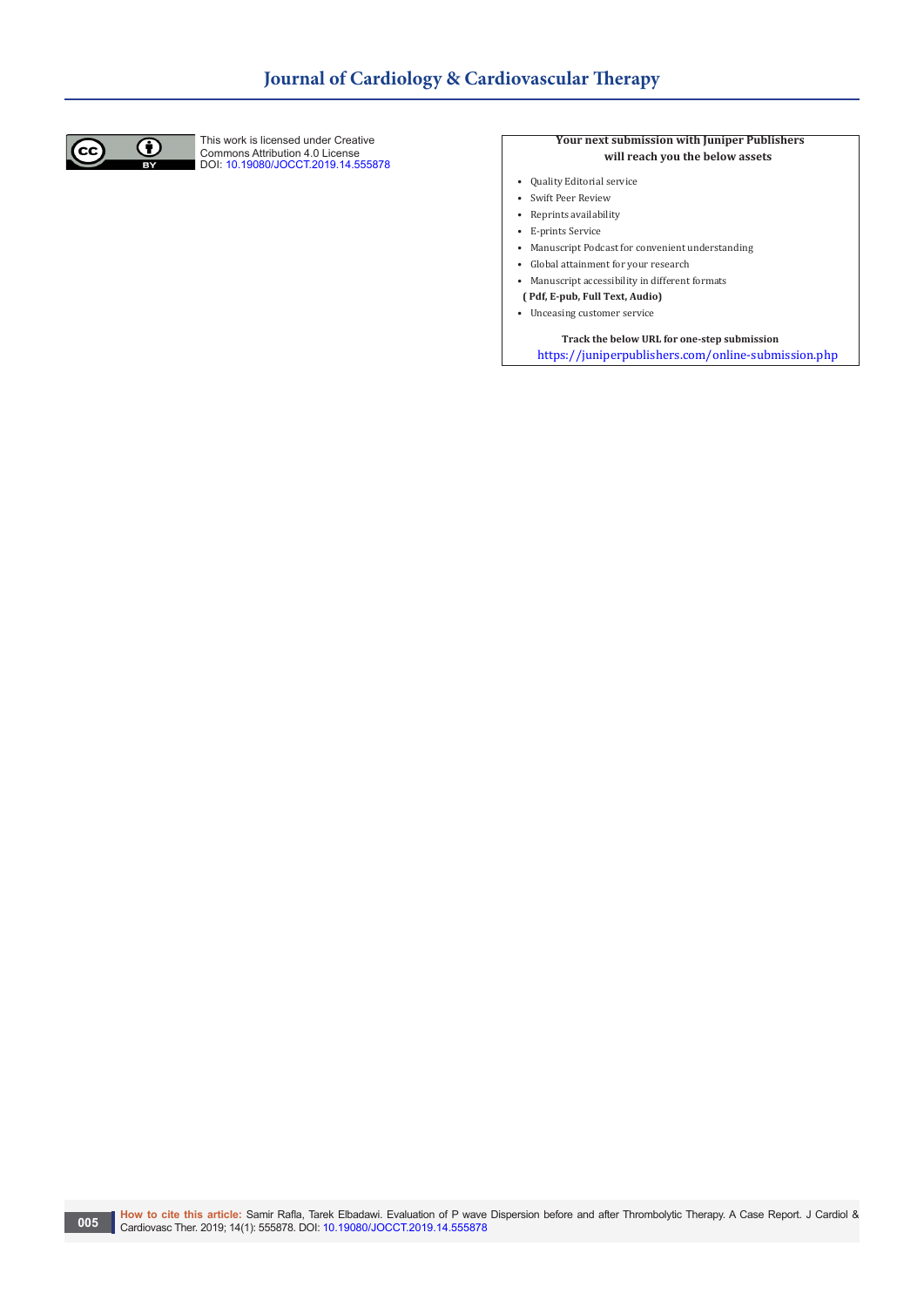This work is licensed under Creative Commons Attribution 4.0 License
DOI: 10.19080/JOCCT.2019.14.555878

**Your next submission with Juniper Publishers will reach you the below assets**

- Quality Editorial service
- Swift Peer Review
- Reprints availability
- E-prints Service
- Manuscript Podcast for convenient understanding
- Global attainment for your research
- Manuscript accessibility in different formats

**( Pdf, E-pub, Full Text, Audio)**

- Unceasing customer service

**Track the below URL for one-step submission**

https://juniperpublishers.com/online-submission.php

**How to cite this article:** Samir Rafla, Tarek Elbadawi. Evaluation of P wave Dispersion before and after Thrombolytic Therapy. A Case Report. J Cardiol & Cardiovasc Ther. 2019; 14(1): 555878. DOI: 10.19080/JOCCT.2019.14.555878